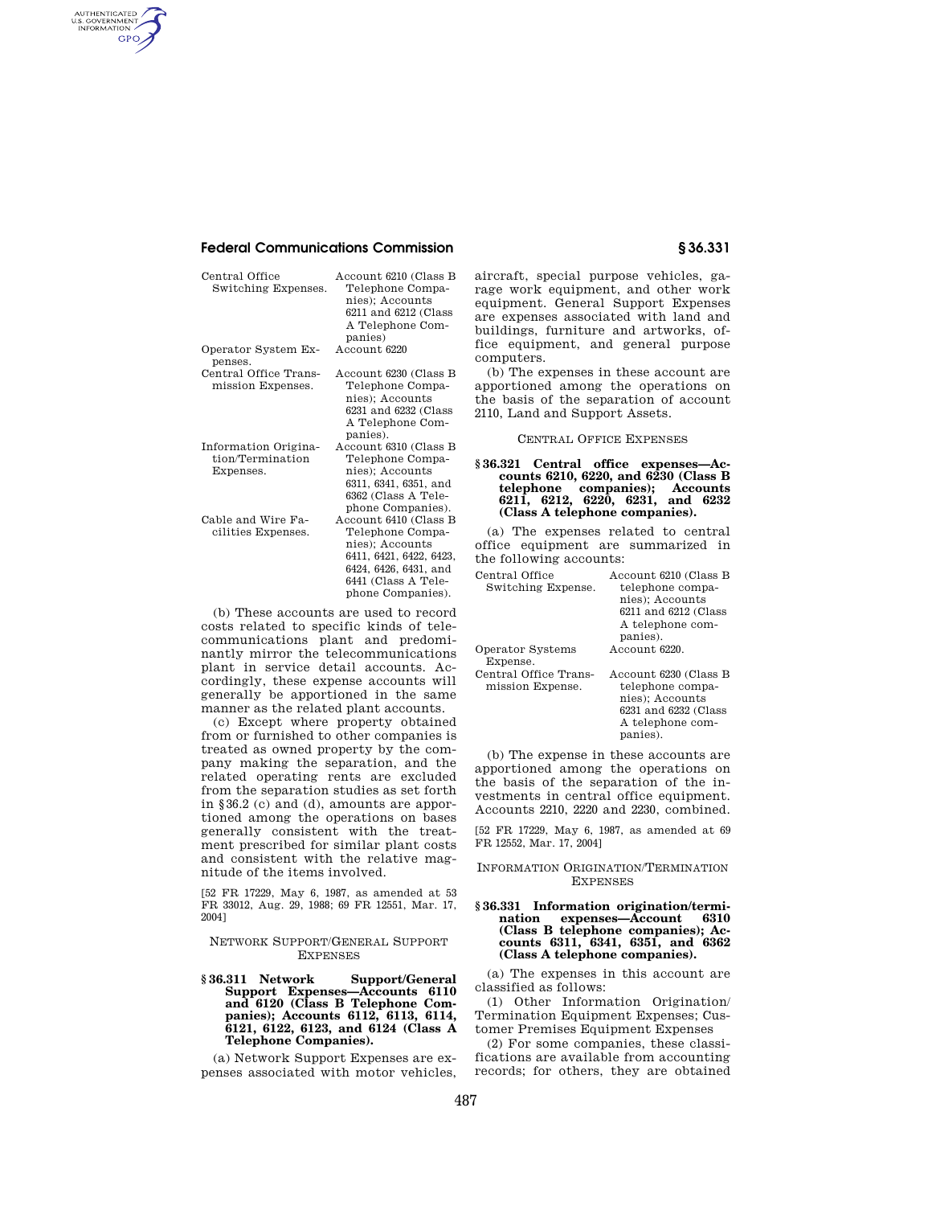| | |
|---|---|
| Central Office Switching Expenses. | Account 6210 (Class B Telephone Companies); Accounts 6211 and 6212 (Class A Telephone Companies) |
| Operator System Expenses. | Account 6220 |
| Central Office Transmission Expenses. | Account 6230 (Class B Telephone Companies); Accounts 6231 and 6232 (Class A Telephone Companies). |
| Information Origination/Termination Expenses. | Account 6310 (Class B Telephone Companies); Accounts 6311, 6341, 6351, and 6362 (Class A Telephone Companies). |
| Cable and Wire Facilities Expenses. | Account 6410 (Class B Telephone Companies); Accounts 6411, 6421, 6422, 6423, 6424, 6426, 6431, and 6441 (Class A Telephone Companies). |

(b) These accounts are used to record costs related to specific kinds of telecommunications plant and predominantly mirror the telecommunications plant in service detail accounts. Accordingly, these expense accounts will generally be apportioned in the same manner as the related plant accounts.

(c) Except where property obtained from or furnished to other companies is treated as owned property by the company making the separation, and the related operating rents are excluded from the separation studies as set forth in §36.2 (c) and (d), amounts are apportioned among the operations on bases generally consistent with the treatment prescribed for similar plant costs and consistent with the relative magnitude of the items involved.

[52 FR 17229, May 6, 1987, as amended at 53 FR 33012, Aug. 29, 1988; 69 FR 12551, Mar. 17, 2004]

NETWORK SUPPORT/GENERAL SUPPORT EXPENSES

### §36.311 Network Support/General Support Expenses—Accounts 6110 and 6120 (Class B Telephone Companies); Accounts 6112, 6113, 6114, 6121, 6122, 6123, and 6124 (Class A Telephone Companies).

(a) Network Support Expenses are expenses associated with motor vehicles, aircraft, special purpose vehicles, garage work equipment, and other work equipment. General Support Expenses are expenses associated with land and buildings, furniture and artworks, office equipment, and general purpose computers.

(b) The expenses in these account are apportioned among the operations on the basis of the separation of account 2110, Land and Support Assets.

CENTRAL OFFICE EXPENSES

### §36.321 Central office expenses—Accounts 6210, 6220, and 6230 (Class B telephone companies); Accounts 6211, 6212, 6220, 6231, and 6232 (Class A telephone companies).

(a) The expenses related to central office equipment are summarized in the following accounts:

| | |
|---|---|
| Central Office Switching Expense. | Account 6210 (Class B telephone companies); Accounts 6211 and 6212 (Class A telephone companies). |
| Operator Systems Expense. | Account 6220. |
| Central Office Transmission Expense. | Account 6230 (Class B telephone companies); Accounts 6231 and 6232 (Class A telephone companies). |

(b) The expense in these accounts are apportioned among the operations on the basis of the separation of the investments in central office equipment. Accounts 2210, 2220 and 2230, combined.

[52 FR 17229, May 6, 1987, as amended at 69 FR 12552, Mar. 17, 2004]

INFORMATION ORIGINATION/TERMINATION EXPENSES

### §36.331 Information origination/termination expenses—Account 6310 (Class B telephone companies); Accounts 6311, 6341, 6351, and 6362 (Class A telephone companies).

(a) The expenses in this account are classified as follows:

(1) Other Information Origination/Termination Equipment Expenses; Customer Premises Equipment Expenses

(2) For some companies, these classifications are available from accounting records; for others, they are obtained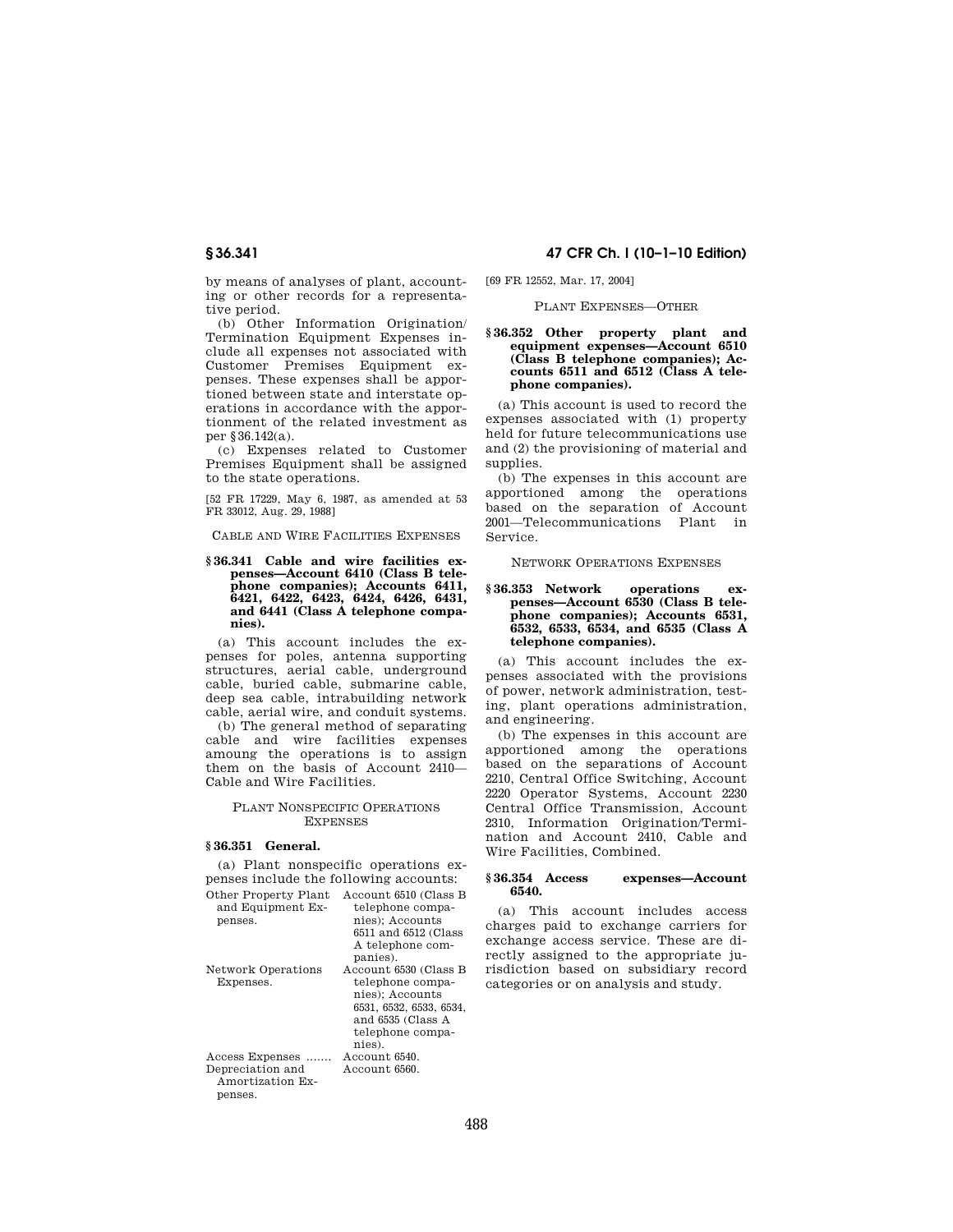by means of analyses of plant, accounting or other records for a representative period.

(b) Other Information Origination/ Termination Equipment Expenses include all expenses not associated with Customer Premises Equipment expenses. These expenses shall be apportioned between state and interstate operations in accordance with the apportionment of the related investment as per §36.142(a).

(c) Expenses related to Customer Premises Equipment shall be assigned to the state operations.

[52 FR 17229, May 6, 1987, as amended at 53 FR 33012, Aug. 29, 1988]

CABLE AND WIRE FACILITIES EXPENSES

### §36.341 Cable and wire facilities expenses—Account 6410 (Class B telephone companies); Accounts 6411, 6421, 6422, 6423, 6424, 6426, 6431, and 6441 (Class A telephone companies).

(a) This account includes the expenses for poles, antenna supporting structures, aerial cable, underground cable, buried cable, submarine cable, deep sea cable, intrabuilding network cable, aerial wire, and conduit systems.

(b) The general method of separating cable and wire facilities expenses amoung the operations is to assign them on the basis of Account 2410—Cable and Wire Facilities.

PLANT NONSPECIFIC OPERATIONS EXPENSES

### §36.351 General.

(a) Plant nonspecific operations expenses include the following accounts:

| | |
|---|---|
| Other Property Plant and Equipment Expenses. | Account 6510 (Class B telephone companies); Accounts 6511 and 6512 (Class A telephone companies). |
| Network Operations Expenses. | Account 6530 (Class B telephone companies); Accounts 6531, 6532, 6533, 6534, and 6535 (Class A telephone companies). |
| Access Expenses ....... | Account 6540. |
| Depreciation and Amortization Expenses. | Account 6560. |

[69 FR 12552, Mar. 17, 2004]

PLANT EXPENSES—OTHER

### §36.352 Other property plant and equipment expenses—Account 6510 (Class B telephone companies); Accounts 6511 and 6512 (Class A telephone companies).

(a) This account is used to record the expenses associated with (1) property held for future telecommunications use and (2) the provisioning of material and supplies.

(b) The expenses in this account are apportioned among the operations based on the separation of Account 2001—Telecommunications Plant in Service.

NETWORK OPERATIONS EXPENSES

### §36.353 Network operations expenses—Account 6530 (Class B telephone companies); Accounts 6531, 6532, 6533, 6534, and 6535 (Class A telephone companies).

(a) This account includes the expenses associated with the provisions of power, network administration, testing, plant operations administration, and engineering.

(b) The expenses in this account are apportioned among the operations based on the separations of Account 2210, Central Office Switching, Account 2220 Operator Systems, Account 2230 Central Office Transmission, Account 2310, Information Origination/Termination and Account 2410, Cable and Wire Facilities, Combined.

### §36.354 Access expenses—Account 6540.

(a) This account includes access charges paid to exchange carriers for exchange access service. These are directly assigned to the appropriate jurisdiction based on subsidiary record categories or on analysis and study.